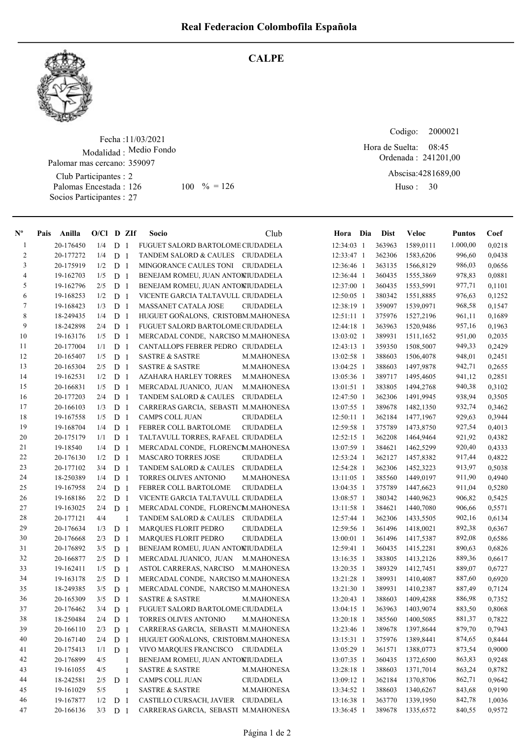# Real Federacion Colombofila Española

## CALPE

Fecha : 11/03/2021
Modalidad : Medio Fondo
Palomar mas cercano: 359097
Club Participantes : 2
Palomas Encestada : 126 100 % = 126
Socios Participantes : 27

Codigo: 2000021
Hora de Suelta: 08:45
Ordenada : 241201,00
Abscisa: 4281689,00
Huso : 30

| Nº | Pais | Anilla | O/Cl | D | ZIf | Socio | Club | Hora | Dia | Dist | Veloc | Puntos | Coef |
|---|---|---|---|---|---|---|---|---|---|---|---|---|---|
| 1 | | 20-176450 | 1/4 | D | 1 | FUGUET SALORD BARTOLOME | CIUDADELA | 12:34:03 | 1 | 363963 | 1589,0111 | 1.000,00 | 0,0218 |
| 2 | | 20-177272 | 1/4 | D | 1 | TANDEM SALORD & CAULES | CIUDADELA | 12:33:47 | 1 | 362306 | 1583,6206 | 996,60 | 0,0438 |
| 3 | | 20-175919 | 1/2 | D | 1 | MINGORANCE CAULES TONI | CIUDADELA | 12:36:46 | 1 | 363135 | 1566,8129 | 986,03 | 0,0656 |
| 4 | | 19-162703 | 1/5 | D | 1 | BENEJAM ROMEU, JUAN ANTON | CIUDADELA | 12:36:44 | 1 | 360435 | 1555,3869 | 978,83 | 0,0881 |
| 5 | | 19-162796 | 2/5 | D | 1 | BENEJAM ROMEU, JUAN ANTON | CIUDADELA | 12:37:00 | 1 | 360435 | 1553,5991 | 977,71 | 0,1101 |
| 6 | | 19-168253 | 1/2 | D | 1 | VICENTE GARCIA TALTAVULL | CIUDADELA | 12:50:05 | 1 | 380342 | 1551,8885 | 976,63 | 0,1252 |
| 7 | | 19-168423 | 1/3 | D | 1 | MASSANET CATALA JOSE | CIUDADELA | 12:38:19 | 1 | 359097 | 1539,0971 | 968,58 | 0,1547 |
| 8 | | 18-249435 | 1/4 | D | 1 | HUGUET GOÑALONS, CRISTOB | M.MAHONESA | 12:51:11 | 1 | 375976 | 1527,2196 | 961,11 | 0,1689 |
| 9 | | 18-242898 | 2/4 | D | 1 | FUGUET SALORD BARTOLOME | CIUDADELA | 12:44:18 | 1 | 363963 | 1520,9486 | 957,16 | 0,1963 |
| 10 | | 19-163176 | 1/5 | D | 1 | MERCADAL CONDE, NARCISO | M.MAHONESA | 13:03:02 | 1 | 389931 | 1511,1652 | 951,00 | 0,2035 |
| 11 | | 20-177004 | 1/1 | D | 1 | CANTALLOPS FEBRER PEDRO | CIUDADELA | 12:43:13 | 1 | 359350 | 1508,5007 | 949,33 | 0,2429 |
| 12 | | 20-165407 | 1/5 | D | 1 | SASTRE & SASTRE | M.MAHONESA | 13:02:58 | 1 | 388603 | 1506,4078 | 948,01 | 0,2451 |
| 13 | | 20-165304 | 2/5 | D | 1 | SASTRE & SASTRE | M.MAHONESA | 13:04:25 | 1 | 388603 | 1497,9878 | 942,71 | 0,2655 |
| 14 | | 19-162531 | 1/2 | D | 1 | AZAHARA HARLEY TORRES | M.MAHONESA | 13:05:36 | 1 | 389717 | 1495,4605 | 941,12 | 0,2851 |
| 15 | | 20-166831 | 1/5 | D | 1 | MERCADAL JUANICO, JUAN | M.MAHONESA | 13:01:51 | 1 | 383805 | 1494,2768 | 940,38 | 0,3102 |
| 16 | | 20-177203 | 2/4 | D | 1 | TANDEM SALORD & CAULES | CIUDADELA | 12:47:50 | 1 | 362306 | 1491,9945 | 938,94 | 0,3505 |
| 17 | | 20-166103 | 1/3 | D | 1 | CARRERAS GARCIA, SEBASTI | M.MAHONESA | 13:07:55 | 1 | 389678 | 1482,1350 | 932,74 | 0,3462 |
| 18 | | 19-167558 | 1/5 | D | 1 | CAMPS COLL JUAN | CIUDADELA | 12:50:11 | 1 | 362184 | 1477,1967 | 929,63 | 0,3944 |
| 19 | | 19-168704 | 1/4 | D | 1 | FEBRER COLL BARTOLOME | CIUDADELA | 12:59:58 | 1 | 375789 | 1473,8750 | 927,54 | 0,4013 |
| 20 | | 20-175179 | 1/1 | D | 1 | TALTAVULL TORRES, RAFAEL | CIUDADELA | 12:52:15 | 1 | 362208 | 1464,9464 | 921,92 | 0,4382 |
| 21 | | 19-18540 | 1/4 | D | 1 | MERCADAL CONDE, FLORENCI | M.MAHONESA | 13:07:59 | 1 | 384621 | 1462,5299 | 920,40 | 0,4333 |
| 22 | | 20-176130 | 1/2 | D | 1 | MASCARO TORRES JOSE | CIUDADELA | 12:53:24 | 1 | 362127 | 1457,8382 | 917,44 | 0,4822 |
| 23 | | 20-177102 | 3/4 | D | 1 | TANDEM SALORD & CAULES | CIUDADELA | 12:54:28 | 1 | 362306 | 1452,3223 | 913,97 | 0,5038 |
| 24 | | 18-250389 | 1/4 | D | 1 | TORRES OLIVES ANTONIO | M.MAHONESA | 13:11:05 | 1 | 385560 | 1449,0197 | 911,90 | 0,4940 |
| 25 | | 19-167958 | 2/4 | D | 1 | FEBRER COLL BARTOLOME | CIUDADELA | 13:04:35 | 1 | 375789 | 1447,6623 | 911,04 | 0,5280 |
| 26 | | 19-168186 | 2/2 | D | 1 | VICENTE GARCIA TALTAVULL | CIUDADELA | 13:08:57 | 1 | 380342 | 1440,9623 | 906,82 | 0,5425 |
| 27 | | 19-163025 | 2/4 | D | 1 | MERCADAL CONDE, FLORENCI | M.MAHONESA | 13:11:58 | 1 | 384621 | 1440,7080 | 906,66 | 0,5571 |
| 28 | | 20-177121 | 4/4 | | 1 | TANDEM SALORD & CAULES | CIUDADELA | 12:57:44 | 1 | 362306 | 1433,5505 | 902,16 | 0,6134 |
| 29 | | 20-176634 | 1/3 | D | 1 | MARQUES FLORIT PEDRO | CIUDADELA | 12:59:56 | 1 | 361496 | 1418,0021 | 892,38 | 0,6367 |
| 30 | | 20-176668 | 2/3 | D | 1 | MARQUES FLORIT PEDRO | CIUDADELA | 13:00:01 | 1 | 361496 | 1417,5387 | 892,08 | 0,6586 |
| 31 | | 20-176892 | 3/5 | D | 1 | BENEJAM ROMEU, JUAN ANTON | CIUDADELA | 12:59:41 | 1 | 360435 | 1415,2281 | 890,63 | 0,6826 |
| 32 | | 20-166877 | 2/5 | D | 1 | MERCADAL JUANICO, JUAN | M.MAHONESA | 13:16:35 | 1 | 383805 | 1413,2126 | 889,36 | 0,6617 |
| 33 | | 19-162411 | 1/5 | D | 1 | ASTOL CARRERAS, NARCISO | M.MAHONESA | 13:20:35 | 1 | 389329 | 1412,7451 | 889,07 | 0,6727 |
| 34 | | 19-163178 | 2/5 | D | 1 | MERCADAL CONDE, NARCISO | M.MAHONESA | 13:21:28 | 1 | 389931 | 1410,4087 | 887,60 | 0,6920 |
| 35 | | 18-249385 | 3/5 | D | 1 | MERCADAL CONDE, NARCISO | M.MAHONESA | 13:21:30 | 1 | 389931 | 1410,2387 | 887,49 | 0,7124 |
| 36 | | 20-165309 | 3/5 | D | 1 | SASTRE & SASTRE | M.MAHONESA | 13:20:43 | 1 | 388603 | 1409,4288 | 886,98 | 0,7352 |
| 37 | | 20-176462 | 3/4 | D | 1 | FUGUET SALORD BARTOLOME | CIUDADELA | 13:04:15 | 1 | 363963 | 1403,9074 | 883,50 | 0,8068 |
| 38 | | 18-250484 | 2/4 | D | 1 | TORRES OLIVES ANTONIO | M.MAHONESA | 13:20:18 | 1 | 385560 | 1400,5085 | 881,37 | 0,7822 |
| 39 | | 20-166110 | 2/3 | D | 1 | CARRERAS GARCIA, SEBASTI | M.MAHONESA | 13:23:46 | 1 | 389678 | 1397,8644 | 879,70 | 0,7943 |
| 40 | | 20-167140 | 2/4 | D | 1 | HUGUET GOÑALONS, CRISTOB | M.MAHONESA | 13:15:31 | 1 | 375976 | 1389,8441 | 874,65 | 0,8444 |
| 41 | | 20-175413 | 1/1 | D | 1 | VIVO MARQUES FRANCISCO | CIUDADELA | 13:05:29 | 1 | 361571 | 1388,0773 | 873,54 | 0,9000 |
| 42 | | 20-176899 | 4/5 | | 1 | BENEJAM ROMEU, JUAN ANTON | CIUDADELA | 13:07:35 | 1 | 360435 | 1372,6500 | 863,83 | 0,9248 |
| 43 | | 19-161055 | 4/5 | | 1 | SASTRE & SASTRE | M.MAHONESA | 13:28:18 | 1 | 388603 | 1371,7014 | 863,24 | 0,8782 |
| 44 | | 18-242581 | 2/5 | D | 1 | CAMPS COLL JUAN | CIUDADELA | 13:09:12 | 1 | 362184 | 1370,8706 | 862,71 | 0,9642 |
| 45 | | 19-161029 | 5/5 | | 1 | SASTRE & SASTRE | M.MAHONESA | 13:34:52 | 1 | 388603 | 1340,6267 | 843,68 | 0,9190 |
| 46 | | 19-167877 | 1/2 | D | 1 | CASTILLO CURSACH, JAVIER | CIUDADELA | 13:16:38 | 1 | 363770 | 1339,1950 | 842,78 | 1,0036 |
| 47 | | 20-166136 | 3/3 | D | 1 | CARRERAS GARCIA, SEBASTI | M.MAHONESA | 13:36:45 | 1 | 389678 | 1335,6572 | 840,55 | 0,9572 |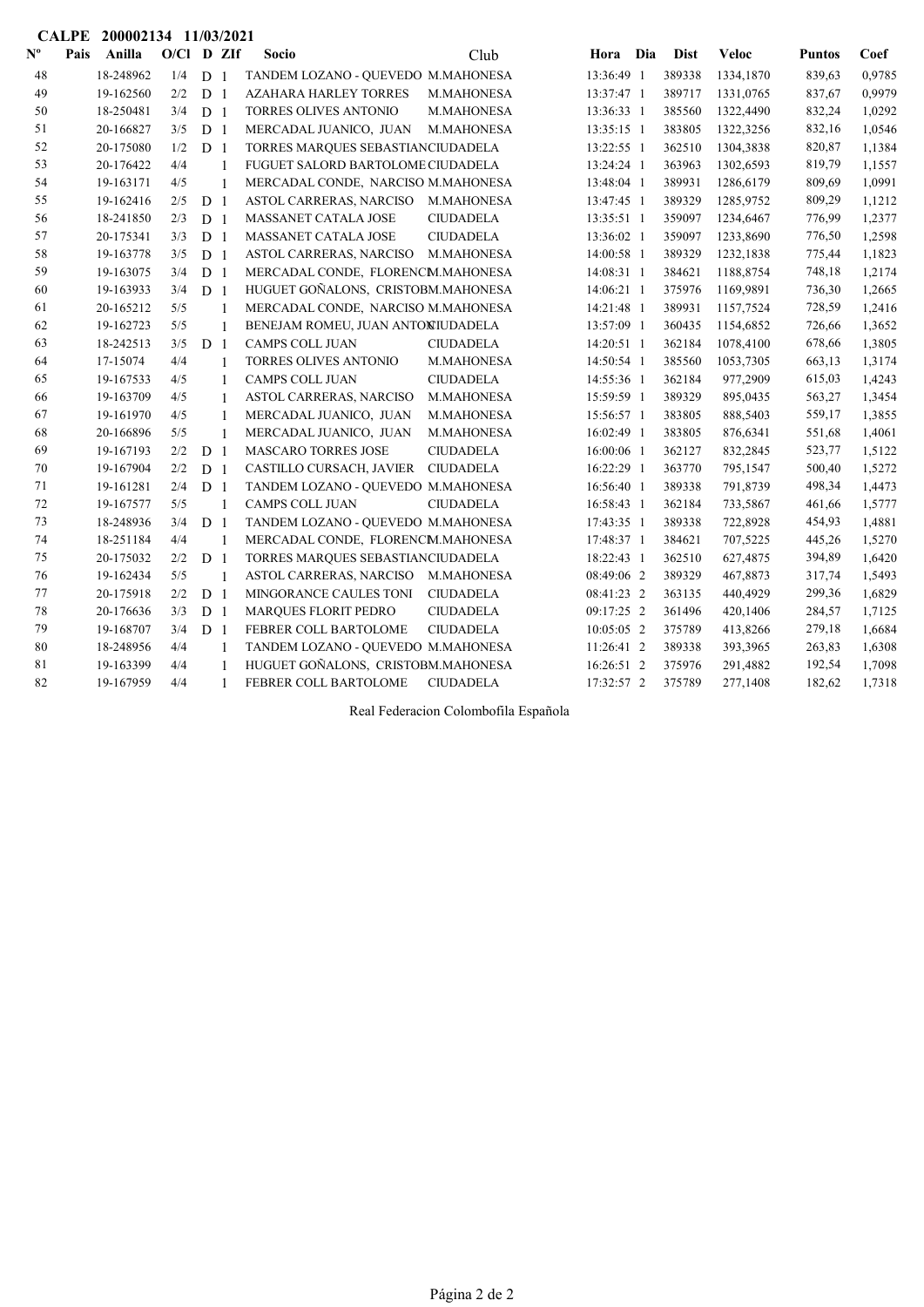**CALPE 200002134 11/03/2021**

| Nº | Pais | Anilla | O/Cl | D | ZIf | Socio | Club | Hora | Dia | Dist | Veloc | Puntos | Coef |
|---|---|---|---|---|---|---|---|---|---|---|---|---|---|
| 48 | | 18-248962 | 1/4 | D | 1 | TANDEM LOZANO - QUEVEDO | M.MAHONESA | 13:36:49 | 1 | 389338 | 1334,1870 | 839,63 | 0,9785 |
| 49 | | 19-162560 | 2/2 | D | 1 | AZAHARA HARLEY TORRES | M.MAHONESA | 13:37:47 | 1 | 389717 | 1331,0765 | 837,67 | 0,9979 |
| 50 | | 18-250481 | 3/4 | D | 1 | TORRES OLIVES ANTONIO | M.MAHONESA | 13:36:33 | 1 | 385560 | 1322,4490 | 832,24 | 1,0292 |
| 51 | | 20-166827 | 3/5 | D | 1 | MERCADAL JUANICO, JUAN | M.MAHONESA | 13:35:15 | 1 | 383805 | 1322,3256 | 832,16 | 1,0546 |
| 52 | | 20-175080 | 1/2 | D | 1 | TORRES MARQUES SEBASTIAN | CIUDADELA | 13:22:55 | 1 | 362510 | 1304,3838 | 820,87 | 1,1384 |
| 53 | | 20-176422 | 4/4 | | 1 | FUGUET SALORD BARTOLOME | CIUDADELA | 13:24:24 | 1 | 363963 | 1302,6593 | 819,79 | 1,1557 |
| 54 | | 19-163171 | 4/5 | | 1 | MERCADAL CONDE, NARCISO | M.MAHONESA | 13:48:04 | 1 | 389931 | 1286,6179 | 809,69 | 1,0991 |
| 55 | | 19-162416 | 2/5 | D | 1 | ASTOL CARRERAS, NARCISO | M.MAHONESA | 13:47:45 | 1 | 389329 | 1285,9752 | 809,29 | 1,1212 |
| 56 | | 18-241850 | 2/3 | D | 1 | MASSANET CATALA JOSE | CIUDADELA | 13:35:51 | 1 | 359097 | 1234,6467 | 776,99 | 1,2377 |
| 57 | | 20-175341 | 3/3 | D | 1 | MASSANET CATALA JOSE | CIUDADELA | 13:36:02 | 1 | 359097 | 1233,8690 | 776,50 | 1,2598 |
| 58 | | 19-163778 | 3/5 | D | 1 | ASTOL CARRERAS, NARCISO | M.MAHONESA | 14:00:58 | 1 | 389329 | 1232,1838 | 775,44 | 1,1823 |
| 59 | | 19-163075 | 3/4 | D | 1 | MERCADAL CONDE, FLORENCI | M.MAHONESA | 14:08:31 | 1 | 384621 | 1188,8754 | 748,18 | 1,2174 |
| 60 | | 19-163933 | 3/4 | D | 1 | HUGUET GOÑALONS, CRISTOB | M.MAHONESA | 14:06:21 | 1 | 375976 | 1169,9891 | 736,30 | 1,2665 |
| 61 | | 20-165212 | 5/5 | | 1 | MERCADAL CONDE, NARCISO | M.MAHONESA | 14:21:48 | 1 | 389931 | 1157,7524 | 728,59 | 1,2416 |
| 62 | | 19-162723 | 5/5 | | 1 | BENEJAM ROMEU, JUAN ANTON | CIUDADELA | 13:57:09 | 1 | 360435 | 1154,6852 | 726,66 | 1,3652 |
| 63 | | 18-242513 | 3/5 | D | 1 | CAMPS COLL JUAN | CIUDADELA | 14:20:51 | 1 | 362184 | 1078,4100 | 678,66 | 1,3805 |
| 64 | | 17-15074 | 4/4 | | 1 | TORRES OLIVES ANTONIO | M.MAHONESA | 14:50:54 | 1 | 385560 | 1053,7305 | 663,13 | 1,3174 |
| 65 | | 19-167533 | 4/5 | | 1 | CAMPS COLL JUAN | CIUDADELA | 14:55:36 | 1 | 362184 | 977,2909 | 615,03 | 1,4243 |
| 66 | | 19-163709 | 4/5 | | 1 | ASTOL CARRERAS, NARCISO | M.MAHONESA | 15:59:59 | 1 | 389329 | 895,0435 | 563,27 | 1,3454 |
| 67 | | 19-161970 | 4/5 | | 1 | MERCADAL JUANICO, JUAN | M.MAHONESA | 15:56:57 | 1 | 383805 | 888,5403 | 559,17 | 1,3855 |
| 68 | | 20-166896 | 5/5 | | 1 | MERCADAL JUANICO, JUAN | M.MAHONESA | 16:02:49 | 1 | 383805 | 876,6341 | 551,68 | 1,4061 |
| 69 | | 19-167193 | 2/2 | D | 1 | MASCARO TORRES JOSE | CIUDADELA | 16:00:06 | 1 | 362127 | 832,2845 | 523,77 | 1,5122 |
| 70 | | 19-167904 | 2/2 | D | 1 | CASTILLO CURSACH, JAVIER | CIUDADELA | 16:22:29 | 1 | 363770 | 795,1547 | 500,40 | 1,5272 |
| 71 | | 19-161281 | 2/4 | D | 1 | TANDEM LOZANO - QUEVEDO | M.MAHONESA | 16:56:40 | 1 | 389338 | 791,8739 | 498,34 | 1,4473 |
| 72 | | 19-167577 | 5/5 | | 1 | CAMPS COLL JUAN | CIUDADELA | 16:58:43 | 1 | 362184 | 733,5867 | 461,66 | 1,5777 |
| 73 | | 18-248936 | 3/4 | D | 1 | TANDEM LOZANO - QUEVEDO | M.MAHONESA | 17:43:35 | 1 | 389338 | 722,8928 | 454,93 | 1,4881 |
| 74 | | 18-251184 | 4/4 | | 1 | MERCADAL CONDE, FLORENCI | M.MAHONESA | 17:48:37 | 1 | 384621 | 707,5225 | 445,26 | 1,5270 |
| 75 | | 20-175032 | 2/2 | D | 1 | TORRES MARQUES SEBASTIAN | CIUDADELA | 18:22:43 | 1 | 362510 | 627,4875 | 394,89 | 1,6420 |
| 76 | | 19-162434 | 5/5 | | 1 | ASTOL CARRERAS, NARCISO | M.MAHONESA | 08:49:06 | 2 | 389329 | 467,8873 | 317,74 | 1,5493 |
| 77 | | 20-175918 | 2/2 | D | 1 | MINGORANCE CAULES TONI | CIUDADELA | 08:41:23 | 2 | 363135 | 440,4929 | 299,36 | 1,6829 |
| 78 | | 20-176636 | 3/3 | D | 1 | MARQUES FLORIT PEDRO | CIUDADELA | 09:17:25 | 2 | 361496 | 420,1406 | 284,57 | 1,7125 |
| 79 | | 19-168707 | 3/4 | D | 1 | FEBRER COLL BARTOLOME | CIUDADELA | 10:05:05 | 2 | 375789 | 413,8266 | 279,18 | 1,6684 |
| 80 | | 18-248956 | 4/4 | | 1 | TANDEM LOZANO - QUEVEDO | M.MAHONESA | 11:26:41 | 2 | 389338 | 393,3965 | 263,83 | 1,6308 |
| 81 | | 19-163399 | 4/4 | | 1 | HUGUET GOÑALONS, CRISTOB | M.MAHONESA | 16:26:51 | 2 | 375976 | 291,4882 | 192,54 | 1,7098 |
| 82 | | 19-167959 | 4/4 | | 1 | FEBRER COLL BARTOLOME | CIUDADELA | 17:32:57 | 2 | 375789 | 277,1408 | 182,62 | 1,7318 |

Real Federacion Colombofila Española